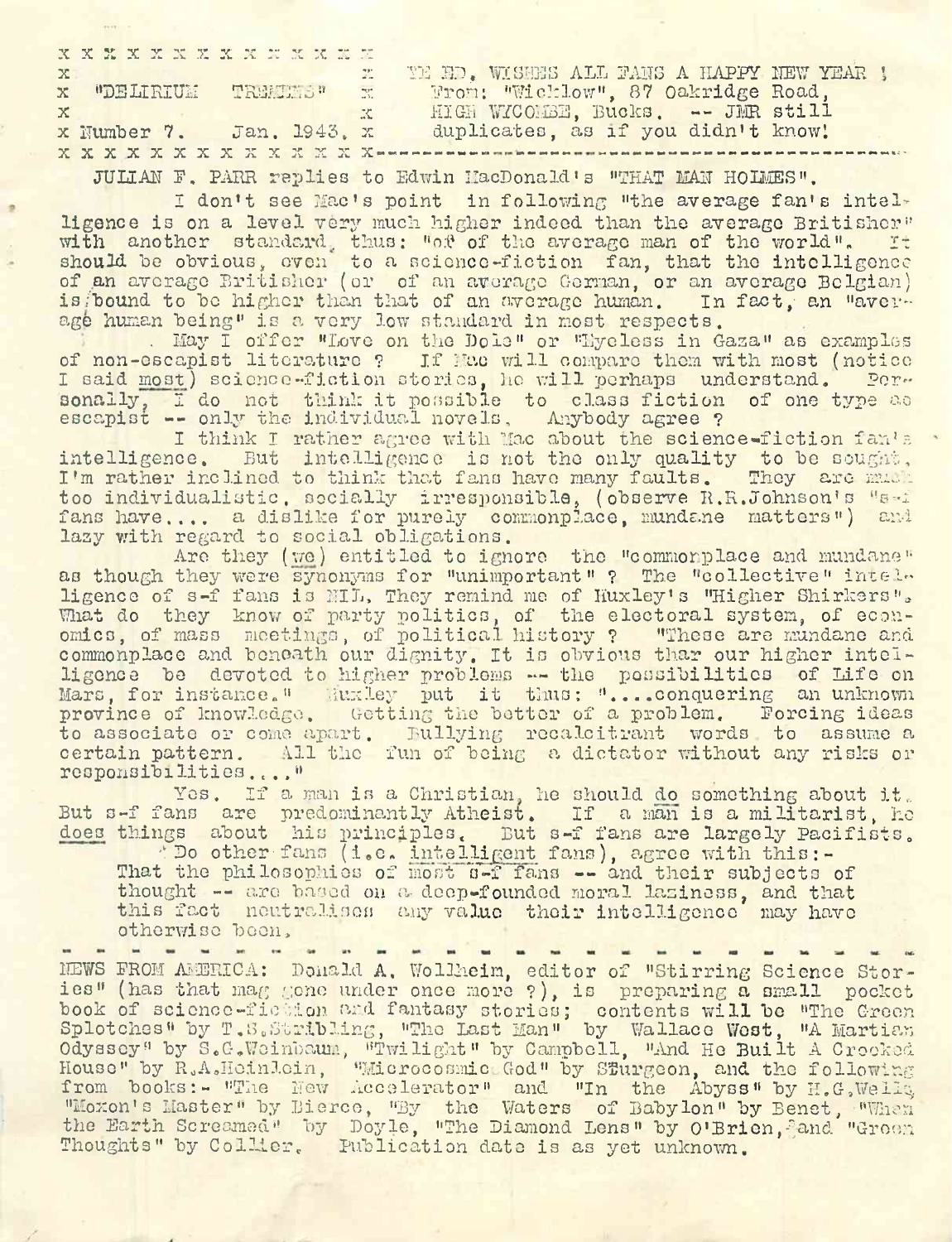"DELIRIUM TREMENS"
Number 7. Jan. 1943.

THE ED. WISHES ALL FANS A HAPPY NEW YEAR !
From: "Wicklow", 87 Oakridge Road,
HIGH WYCOMBE, Bucks. -- JMR still duplicates, as if you didn't know!

JULIAN F. PARR replies to Edwin MacDonald's "THAT MAN HOLMES".

I don't see Mac's point in following "the average fan's intelligence is on a level very much higher indeed than the average Britisher" with another standard, thus: "of of the average man of the world". It should be obvious, even to a science-fiction fan, that the intelligence of an average Britisher (or of an average German, or an average Belgian) is bound to be higher than that of an average human. In fact, an "average human being" is a very low standard in most respects.

May I offer "Love on the Dole" or "Eyeless in Gaza" as examples of non-escapist literature ? If Mac will compare them with most (notice I said most) science-fiction stories, he will perhaps understand. Personally, I do not think it possible to class fiction of one type as escapist -- only the individual novels. Anybody agree ?

I think I rather agree with Mac about the science-fiction fan's intelligence. But intelligence is not the only quality to be sought. I'm rather inclined to think that fans have many faults. They are much too individualistic, socially irresponsible, (observe R.R.Johnson's "s-f fans have.... a dislike for purely commonplace, mundane matters") and lazy with regard to social obligations.

Are they (we) entitled to ignore the "commonplace and mundane" as though they were synonyms for "unimportant" ? The "collective" intelligence of s-f fans is NIL. They remind me of Huxley's "Higher Shirkers". What do they know of party politics, of the electoral system, of economics, of mass meetings, of political history ? "These are mundane and commonplace and beneath our dignity. It is obvious that our higher intelligence be devoted to higher problems -- the possibilities of Life on Mars, for instance." Huxley put it thus: "....conquering an unknown province of knowledge. Getting the better of a problem. Forcing ideas to associate or come apart. Bullying recalcitrant words to assume a certain pattern. All the fun of being a dictator without any risks or responsibilities...."

Yes. If a man is a Christian, he should do something about it. But s-f fans are predominantly Atheist. If a man is a militarist, he does things about his principles. But s-f fans are largely Pacifists.

Do other fans (i.e. intelligent fans), agree with this:-
That the philosophies of most s-f fans -- and their subjects of thought -- are based on a deep-founded moral laziness, and that this fact neutralises any value their intelligence may have otherwise been.

- - - - - - - - - - - - - - - - - - - - - - - - - -

NEWS FROM AMERICA: Donald A. Wollheim, editor of "Stirring Science Stories" (has that mag gone under once more ?), is preparing a small pocket book of science-fiction and fantasy stories; contents will be "The Green Splotches" by T.S.Stribling, "The Last Man" by Wallace West, "A Martian Odyssey" by S.G.Weinbaum, "Twilight" by Campbell, "And He Built A Crooked House" by R.A.Heinlein, "Microcosmic God" by Sturgeon, and the following from books:- "The New Accelerator" and "In the Abyss" by H.G.Wells, "Moxon's Master" by Bierce, "By the Waters of Babylon" by Benet, "When the Earth Screamed" by Doyle, "The Diamond Lens" by O'Brien, and "Green Thoughts" by Collier. Publication date is as yet unknown.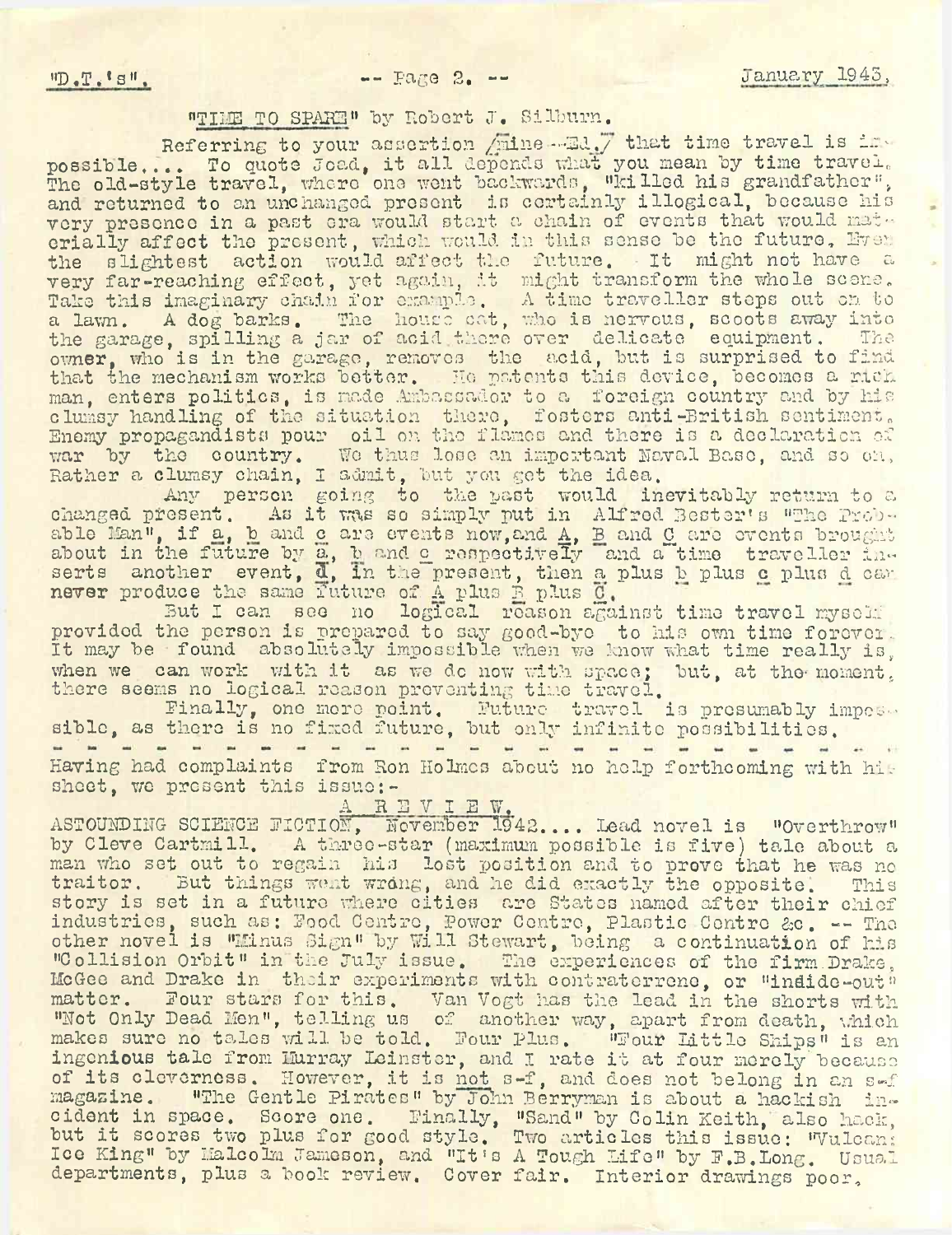"TIME TO SPARE" by Robert J. Silburn.

Referring to your assertion [mine --Ed.] that time travel is impossible.... To quote Joad, it all depends what you mean by time travel. The old-style travel, where one went backwards, "killed his grandfather", and returned to an unchanged present is certainly illogical, because his very presence in a past era would start a chain of events that would materially affect the present, which would in this sense be the future. Even the slightest action would affect the future. It might not have a very far-reaching effect, yet again, it might transform the whole scene. Take this imaginary chain for example. A time traveller steps out on to a lawn. A dog barks. The house cat, who is nervous, scoots away into the garage, spilling a jar of acid there over delicate equipment. The owner, who is in the garage, removes the acid, but is surprised to find that the mechanism works better. He patents this device, becomes a rich man, enters politics, is made Ambassador to a foreign country and by his clumsy handling of the situation there, fosters anti-British sentiment. Enemy propagandists pour oil on the flames and there is a declaration of war by the country. We thus lose an important Naval Base, and so on. Rather a clumsy chain, I admit, but you get the idea.

Any person going to the past would inevitably return to a changed present. As it was so simply put in Alfred Bester's "The Probable Man", if a, b and c are events now, and A, B and C are events brought about in the future by a, b and c respectively and a time traveller inserts another event, d, in the present, then a plus b plus c plus d can never produce the same future of A plus B plus C.

But I can see no logical reason against time travel myself provided the person is prepared to say good-bye to his own time forever. It may be found absolutely impossible when we know what time really is, when we can work with it as we do now with space; but, at the moment, there seems no logical reason preventing time travel.

Finally, one more point. Future travel is presumably impossible, as there is no fixed future, but only infinite possibilities.

- - - - - - - - - - - - - - - - - - - - - - - - - -

Having had complaints from Ron Holmes about no help forthcoming with his sheet, we present this issue:-

A R E V I E W.

ASTOUNDING SCIENCE FICTION, November 1942.... Lead novel is "Overthrow" by Cleve Cartmill. A three-star (maximum possible is five) tale about a man who set out to regain his lost position and to prove that he was no traitor. But things went wrong, and he did exactly the opposite. This story is set in a future where cities are States named after their chief industries, such as: Food Centre, Power Centre, Plastic Centre &c. -- The other novel is "Minus Sign" by Will Stewart, being a continuation of his "Collision Orbit" in the July issue. The experiences of the firm Drake, McGee and Drake in their experiments with contraterrene, or "inside-out" matter. Four stars for this. Van Vogt has the lead in the shorts with "Not Only Dead Men", telling us of another way, apart from death, which makes sure no tales will be told. Four Plus. "Four Little Ships" is an ingenious tale from Murray Leinster, and I rate it at four merely because of its cleverness. However, it is not s-f, and does not belong in an s-f magazine. "The Gentle Pirates" by John Berryman is about a hackish incident in space. Score one. Finally, "Sand" by Colin Keith, also hack, but it scores two plus for good style. Two articles this issue: "Vulcan: Ice King" by Malcolm Jameson, and "It's A Tough Life" by F.B.Long. Usual departments, plus a book review. Cover fair. Interior drawings poor.